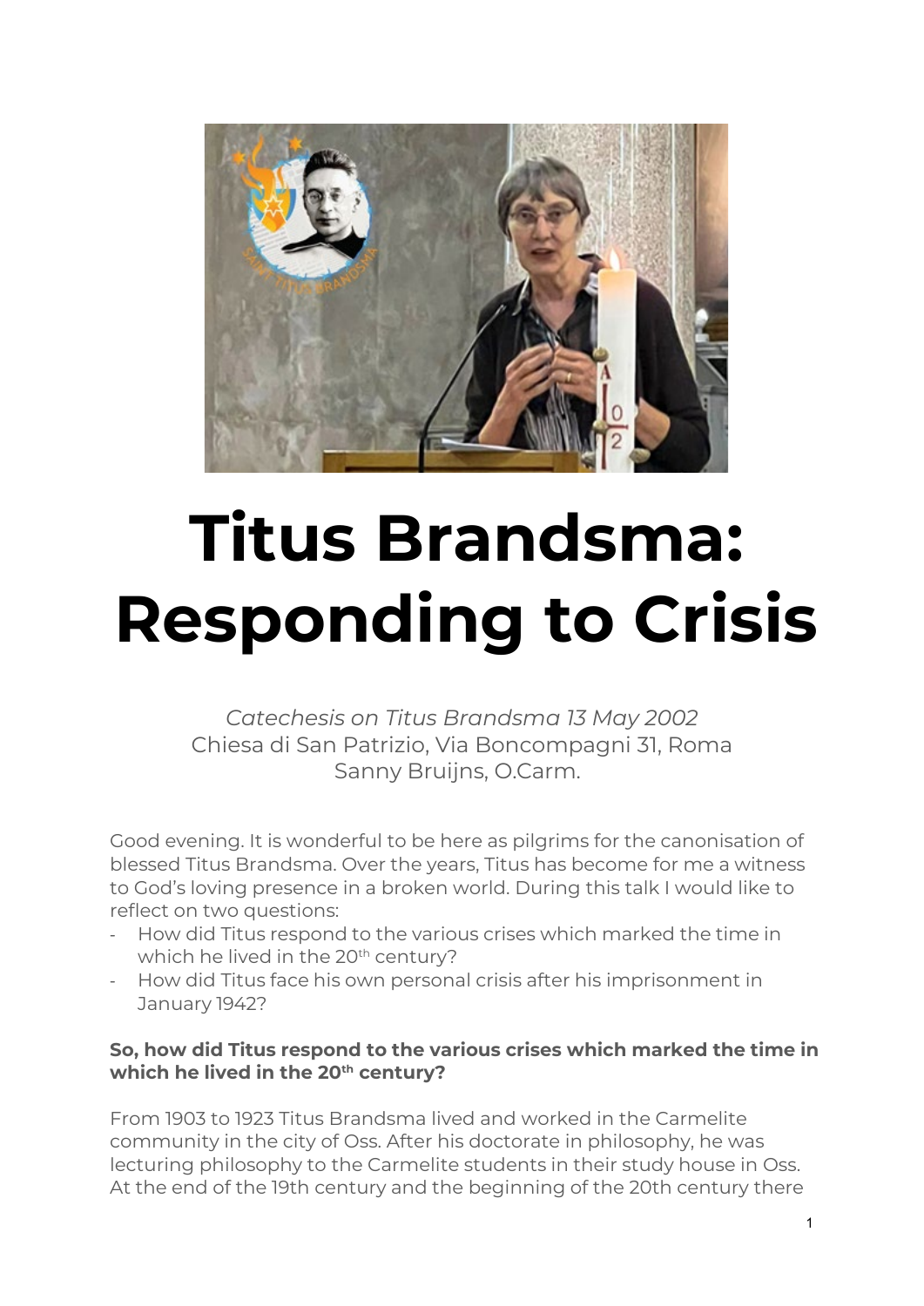# Titus Brandsma: Responding to Crisis

*Catechesis on Titus Brandsma 13 May 2002*
Chiesa di San Patrizio, Via Boncompagni 31, Roma
Sanny Bruijns, O.Carm.

Good evening. It is wonderful to be here as pilgrims for the canonisation of blessed Titus Brandsma. Over the years, Titus has become for me a witness to God's loving presence in a broken world. During this talk I would like to reflect on two questions:

- How did Titus respond to the various crises which marked the time in which he lived in the 20th century?
- How did Titus face his own personal crisis after his imprisonment in January 1942?

**So, how did Titus respond to the various crises which marked the time in which he lived in the 20th century?**

From 1903 to 1923 Titus Brandsma lived and worked in the Carmelite community in the city of Oss. After his doctorate in philosophy, he was lecturing philosophy to the Carmelite students in their study house in Oss. At the end of the 19th century and the beginning of the 20th century there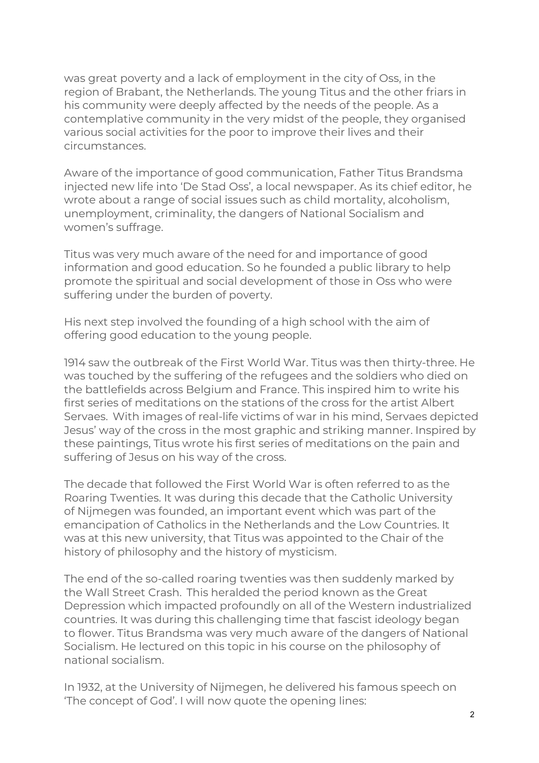was great poverty and a lack of employment in the city of Oss, in the region of Brabant, the Netherlands. The young Titus and the other friars in his community were deeply affected by the needs of the people. As a contemplative community in the very midst of the people, they organised various social activities for the poor to improve their lives and their circumstances.

Aware of the importance of good communication, Father Titus Brandsma injected new life into 'De Stad Oss', a local newspaper. As its chief editor, he wrote about a range of social issues such as child mortality, alcoholism, unemployment, criminality, the dangers of National Socialism and women's suffrage.

Titus was very much aware of the need for and importance of good information and good education. So he founded a public library to help promote the spiritual and social development of those in Oss who were suffering under the burden of poverty.

His next step involved the founding of a high school with the aim of offering good education to the young people.

1914 saw the outbreak of the First World War. Titus was then thirty-three. He was touched by the suffering of the refugees and the soldiers who died on the battlefields across Belgium and France. This inspired him to write his first series of meditations on the stations of the cross for the artist Albert Servaes. With images of real-life victims of war in his mind, Servaes depicted Jesus' way of the cross in the most graphic and striking manner. Inspired by these paintings, Titus wrote his first series of meditations on the pain and suffering of Jesus on his way of the cross.

The decade that followed the First World War is often referred to as the Roaring Twenties. It was during this decade that the Catholic University of Nijmegen was founded, an important event which was part of the emancipation of Catholics in the Netherlands and the Low Countries. It was at this new university, that Titus was appointed to the Chair of the history of philosophy and the history of mysticism.

The end of the so-called roaring twenties was then suddenly marked by the Wall Street Crash. This heralded the period known as the Great Depression which impacted profoundly on all of the Western industrialized countries. It was during this challenging time that fascist ideology began to flower. Titus Brandsma was very much aware of the dangers of National Socialism. He lectured on this topic in his course on the philosophy of national socialism.

In 1932, at the University of Nijmegen, he delivered his famous speech on 'The concept of God'. I will now quote the opening lines: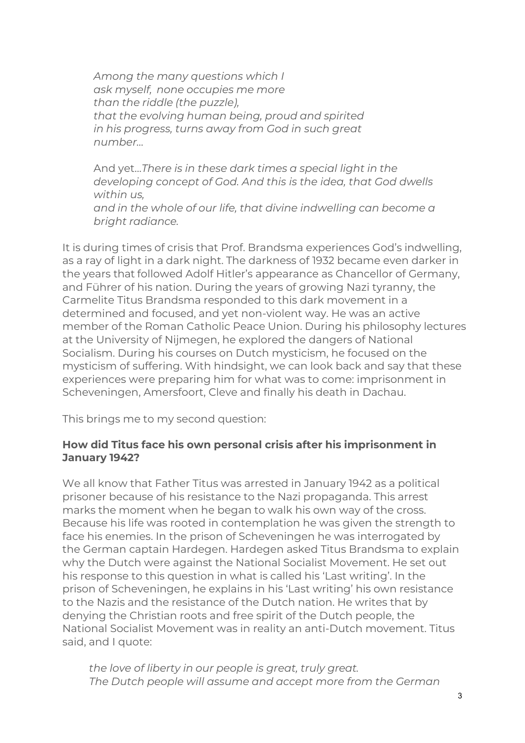> *Among the many questions which I ask myself, none occupies me more than the riddle (the puzzle), that the evolving human being, proud and spirited in his progress, turns away from God in such great number…*
>
> And yet…*There is in these dark times a special light in the developing concept of God. And this is the idea, that God dwells within us, and in the whole of our life, that divine indwelling can become a bright radiance.*

It is during times of crisis that Prof. Brandsma experiences God's indwelling, as a ray of light in a dark night. The darkness of 1932 became even darker in the years that followed Adolf Hitler's appearance as Chancellor of Germany, and Führer of his nation. During the years of growing Nazi tyranny, the Carmelite Titus Brandsma responded to this dark movement in a determined and focused, and yet non-violent way. He was an active member of the Roman Catholic Peace Union. During his philosophy lectures at the University of Nijmegen, he explored the dangers of National Socialism. During his courses on Dutch mysticism, he focused on the mysticism of suffering. With hindsight, we can look back and say that these experiences were preparing him for what was to come: imprisonment in Scheveningen, Amersfoort, Cleve and finally his death in Dachau.

This brings me to my second question:

**How did Titus face his own personal crisis after his imprisonment in January 1942?**

We all know that Father Titus was arrested in January 1942 as a political prisoner because of his resistance to the Nazi propaganda. This arrest marks the moment when he began to walk his own way of the cross. Because his life was rooted in contemplation he was given the strength to face his enemies. In the prison of Scheveningen he was interrogated by the German captain Hardegen. Hardegen asked Titus Brandsma to explain why the Dutch were against the National Socialist Movement. He set out his response to this question in what is called his 'Last writing'. In the prison of Scheveningen, he explains in his 'Last writing' his own resistance to the Nazis and the resistance of the Dutch nation. He writes that by denying the Christian roots and free spirit of the Dutch people, the National Socialist Movement was in reality an anti-Dutch movement. Titus said, and I quote:

> *the love of liberty in our people is great, truly great. The Dutch people will assume and accept more from the German*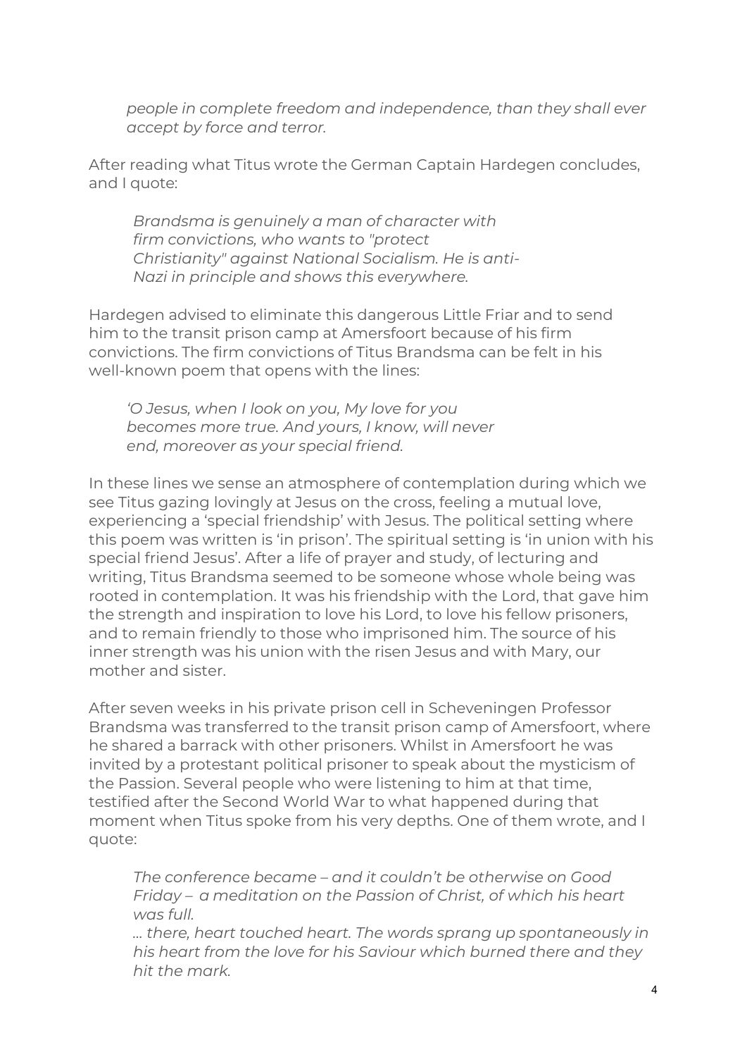*people in complete freedom and independence, than they shall ever accept by force and terror.*

After reading what Titus wrote the German Captain Hardegen concludes, and I quote:

> *Brandsma is genuinely a man of character with firm convictions, who wants to "protect Christianity" against National Socialism. He is anti-Nazi in principle and shows this everywhere.*

Hardegen advised to eliminate this dangerous Little Friar and to send him to the transit prison camp at Amersfoort because of his firm convictions. The firm convictions of Titus Brandsma can be felt in his well-known poem that opens with the lines:

> *'O Jesus, when I look on you, My love for you becomes more true. And yours, I know, will never end, moreover as your special friend.*

In these lines we sense an atmosphere of contemplation during which we see Titus gazing lovingly at Jesus on the cross, feeling a mutual love, experiencing a 'special friendship' with Jesus. The political setting where this poem was written is 'in prison'. The spiritual setting is 'in union with his special friend Jesus'. After a life of prayer and study, of lecturing and writing, Titus Brandsma seemed to be someone whose whole being was rooted in contemplation. It was his friendship with the Lord, that gave him the strength and inspiration to love his Lord, to love his fellow prisoners, and to remain friendly to those who imprisoned him. The source of his inner strength was his union with the risen Jesus and with Mary, our mother and sister.

After seven weeks in his private prison cell in Scheveningen Professor Brandsma was transferred to the transit prison camp of Amersfoort, where he shared a barrack with other prisoners. Whilst in Amersfoort he was invited by a protestant political prisoner to speak about the mysticism of the Passion. Several people who were listening to him at that time, testified after the Second World War to what happened during that moment when Titus spoke from his very depths. One of them wrote, and I quote:

> *The conference became – and it couldn't be otherwise on Good Friday – a meditation on the Passion of Christ, of which his heart was full.*
>
> *... there, heart touched heart. The words sprang up spontaneously in his heart from the love for his Saviour which burned there and they hit the mark.*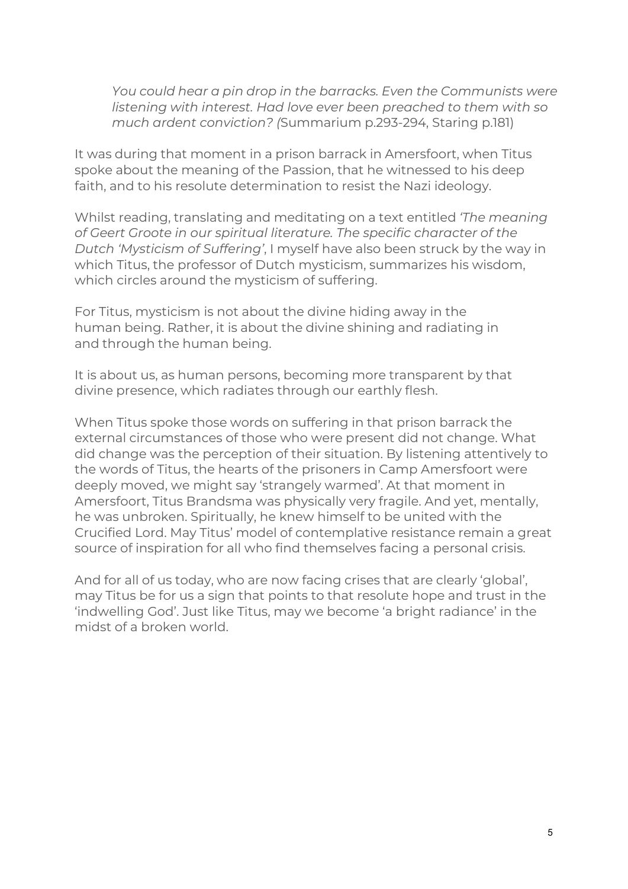> *You could hear a pin drop in the barracks. Even the Communists were listening with interest. Had love ever been preached to them with so much ardent conviction? (*Summarium p.293-294, Staring p.181)

It was during that moment in a prison barrack in Amersfoort, when Titus spoke about the meaning of the Passion, that he witnessed to his deep faith, and to his resolute determination to resist the Nazi ideology.

Whilst reading, translating and meditating on a text entitled *'The meaning of Geert Groote in our spiritual literature. The specific character of the Dutch 'Mysticism of Suffering'*, I myself have also been struck by the way in which Titus, the professor of Dutch mysticism, summarizes his wisdom, which circles around the mysticism of suffering.

For Titus, mysticism is not about the divine hiding away in the human being. Rather, it is about the divine shining and radiating in and through the human being.

It is about us, as human persons, becoming more transparent by that divine presence, which radiates through our earthly flesh.

When Titus spoke those words on suffering in that prison barrack the external circumstances of those who were present did not change. What did change was the perception of their situation. By listening attentively to the words of Titus, the hearts of the prisoners in Camp Amersfoort were deeply moved, we might say 'strangely warmed'. At that moment in Amersfoort, Titus Brandsma was physically very fragile. And yet, mentally, he was unbroken. Spiritually, he knew himself to be united with the Crucified Lord. May Titus' model of contemplative resistance remain a great source of inspiration for all who find themselves facing a personal crisis.

And for all of us today, who are now facing crises that are clearly 'global', may Titus be for us a sign that points to that resolute hope and trust in the 'indwelling God'. Just like Titus, may we become 'a bright radiance' in the midst of a broken world.